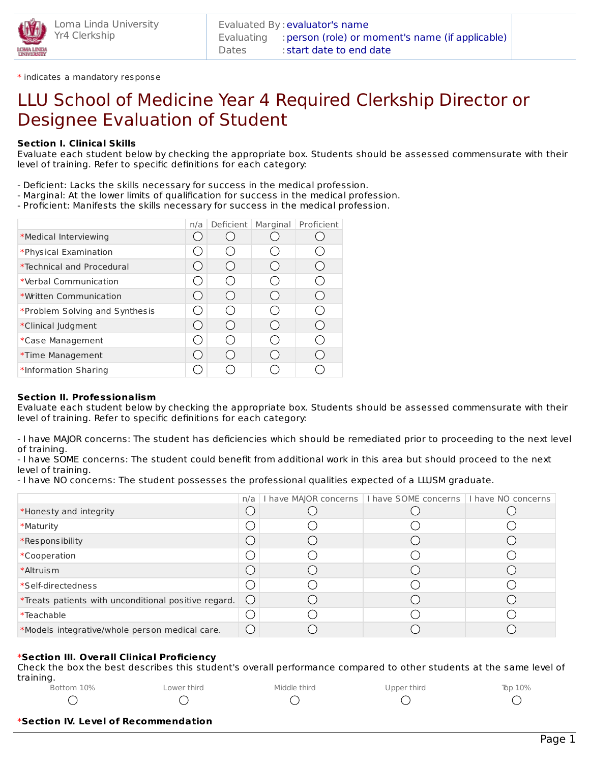Loma Linda University
Yr4 Clerkship

Evaluated By : evaluator's name
Evaluating : person (role) or moment's name (if applicable)
Dates : start date to end date

* indicates a mandatory response

# LLU School of Medicine Year 4 Required Clerkship Director or Designee Evaluation of Student

**Section I. Clinical Skills**
Evaluate each student below by checking the appropriate box. Students should be assessed commensurate with their level of training. Refer to specific definitions for each category:

- Deficient: Lacks the skills necessary for success in the medical profession.
- Marginal: At the lower limits of qualification for success in the medical profession.
- Proficient: Manifests the skills necessary for success in the medical profession.

| | n/a | Deficient | Marginal | Proficient |
|---|---|---|---|---|
| *Medical Interviewing | ○ | ○ | ○ | ○ |
| *Physical Examination | ○ | ○ | ○ | ○ |
| *Technical and Procedural | ○ | ○ | ○ | ○ |
| *Verbal Communication | ○ | ○ | ○ | ○ |
| *Written Communication | ○ | ○ | ○ | ○ |
| *Problem Solving and Synthesis | ○ | ○ | ○ | ○ |
| *Clinical Judgment | ○ | ○ | ○ | ○ |
| *Case Management | ○ | ○ | ○ | ○ |
| *Time Management | ○ | ○ | ○ | ○ |
| *Information Sharing | ○ | ○ | ○ | ○ |

**Section II. Professionalism**
Evaluate each student below by checking the appropriate box. Students should be assessed commensurate with their level of training. Refer to specific definitions for each category:

- I have MAJOR concerns: The student has deficiencies which should be remediated prior to proceeding to the next level of training.
- I have SOME concerns: The student could benefit from additional work in this area but should proceed to the next level of training.
- I have NO concerns: The student possesses the professional qualities expected of a LLUSM graduate.

| | n/a | I have MAJOR concerns | I have SOME concerns | I have NO concerns |
|---|---|---|---|---|
| *Honesty and integrity | ○ | ○ | ○ | ○ |
| *Maturity | ○ | ○ | ○ | ○ |
| *Responsibility | ○ | ○ | ○ | ○ |
| *Cooperation | ○ | ○ | ○ | ○ |
| *Altruism | ○ | ○ | ○ | ○ |
| *Self-directedness | ○ | ○ | ○ | ○ |
| *Treats patients with unconditional positive regard. | ○ | ○ | ○ | ○ |
| *Teachable | ○ | ○ | ○ | ○ |
| *Models integrative/whole person medical care. | ○ | ○ | ○ | ○ |

***Section III. Overall Clinical Proficiency**
Check the box the best describes this student's overall performance compared to other students at the same level of training.

| Bottom 10% | Lower third | Middle third | Upper third | Top 10% |
|---|---|---|---|---|
| ○ | ○ | ○ | ○ | ○ |

***Section IV. Level of Recommendation**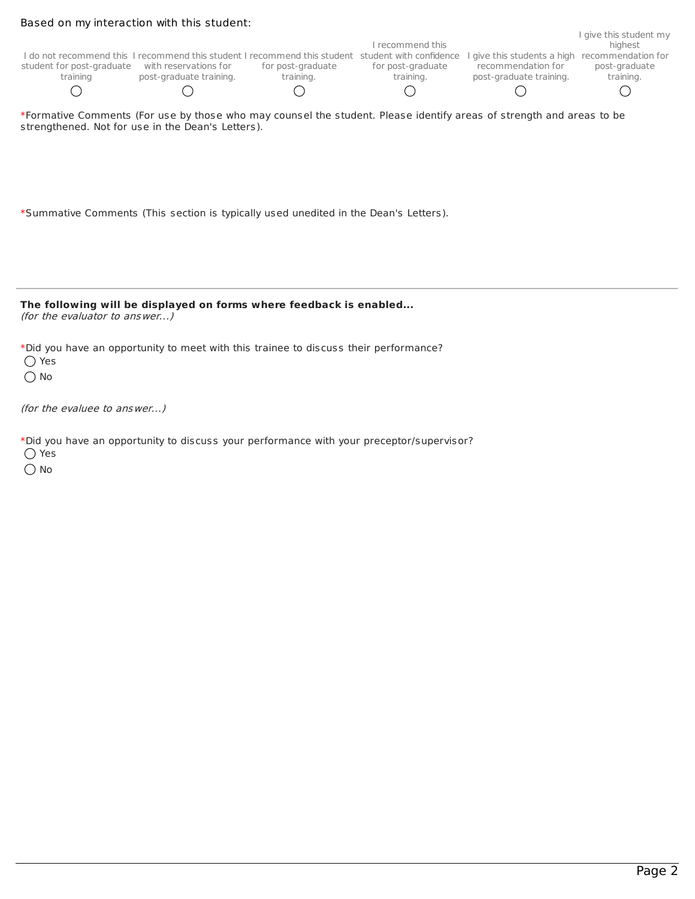Based on my interaction with this student:

| I do not recommend this student for post-graduate training | I recommend this student with reservations for post-graduate training. | I recommend this student for post-graduate training. | I recommend this student with confidence for post-graduate training. | I give this students a high recommendation for post-graduate training. | I give this student my highest recommendation for post-graduate training. |
|---|---|---|---|---|---|
| ◯ | ◯ | ◯ | ◯ | ◯ | ◯ |

*Formative Comments (For use by those who may counsel the student. Please identify areas of strength and areas to be strengthened. Not for use in the Dean's Letters).

*Summative Comments (This section is typically used unedited in the Dean's Letters).

---

**The following will be displayed on forms where feedback is enabled...**
*(for the evaluator to answer...)*

*Did you have an opportunity to meet with this trainee to discuss their performance?
◯ Yes
◯ No

*(for the evaluee to answer...)*

*Did you have an opportunity to discuss your performance with your preceptor/supervisor?
◯ Yes
◯ No